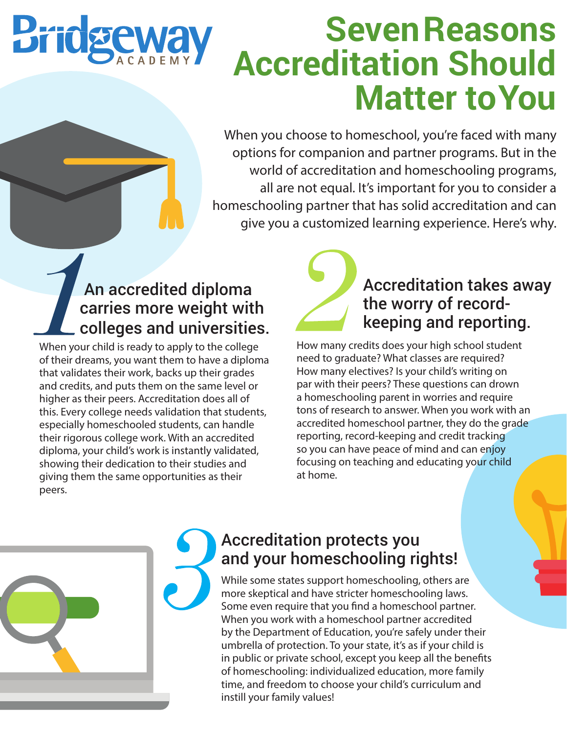Bridgeway ACADEMY

# Seven Reasons Accreditation Should Matter to You

When you choose to homeschool, you're faced with many options for companion and partner programs. But in the world of accreditation and homeschooling programs, all are not equal. It's important for you to consider a homeschooling partner that has solid accreditation and can give you a customized learning experience. Here's why.

## 1 An accredited diploma carries more weight with colleges and universities.

When your child is ready to apply to the college of their dreams, you want them to have a diploma that validates their work, backs up their grades and credits, and puts them on the same level or higher as their peers. Accreditation does all of this. Every college needs validation that students, especially homeschooled students, can handle their rigorous college work. With an accredited diploma, your child's work is instantly validated, showing their dedication to their studies and giving them the same opportunities as their peers.

## 2 Accreditation takes away the worry of record-keeping and reporting.

How many credits does your high school student need to graduate? What classes are required? How many electives? Is your child's writing on par with their peers? These questions can drown a homeschooling parent in worries and require tons of research to answer. When you work with an accredited homeschool partner, they do the grade reporting, record-keeping and credit tracking so you can have peace of mind and can enjoy focusing on teaching and educating your child at home.

## 3 Accreditation protects you and your homeschooling rights!

While some states support homeschooling, others are more skeptical and have stricter homeschooling laws. Some even require that you find a homeschool partner. When you work with a homeschool partner accredited by the Department of Education, you're safely under their umbrella of protection. To your state, it's as if your child is in public or private school, except you keep all the benefits of homeschooling: individualized education, more family time, and freedom to choose your child's curriculum and instill your family values!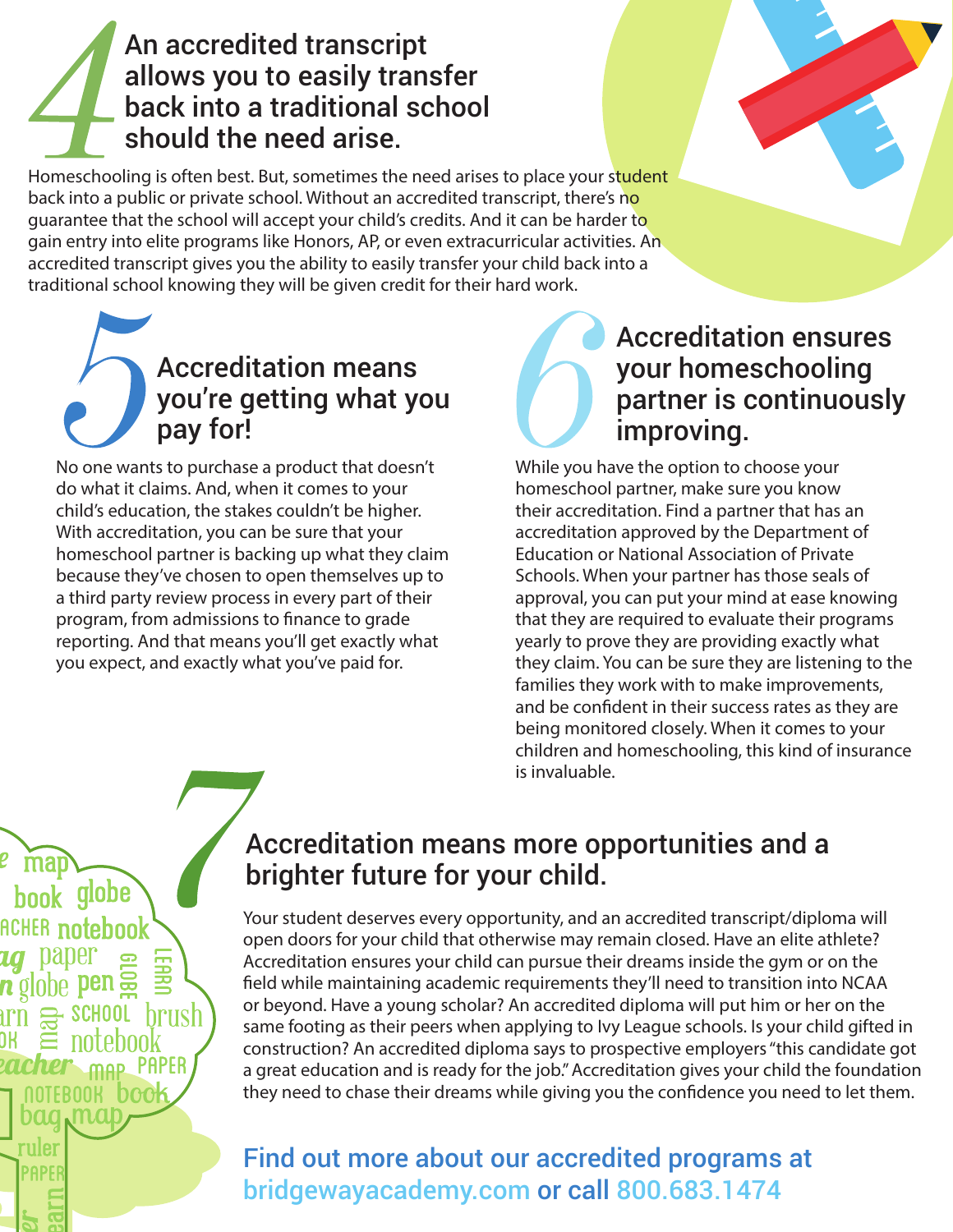## 4 An accredited transcript allows you to easily transfer back into a traditional school should the need arise.

Homeschooling is often best. But, sometimes the need arises to place your student back into a public or private school. Without an accredited transcript, there's no guarantee that the school will accept your child's credits. And it can be harder to gain entry into elite programs like Honors, AP, or even extracurricular activities. An accredited transcript gives you the ability to easily transfer your child back into a traditional school knowing they will be given credit for their hard work.

## 5 Accreditation means you're getting what you pay for!

No one wants to purchase a product that doesn't do what it claims. And, when it comes to your child's education, the stakes couldn't be higher. With accreditation, you can be sure that your homeschool partner is backing up what they claim because they've chosen to open themselves up to a third party review process in every part of their program, from admissions to finance to grade reporting. And that means you'll get exactly what you expect, and exactly what you've paid for.

## 6 Accreditation ensures your homeschooling partner is continuously improving.

While you have the option to choose your homeschool partner, make sure you know their accreditation. Find a partner that has an accreditation approved by the Department of Education or National Association of Private Schools. When your partner has those seals of approval, you can put your mind at ease knowing that they are required to evaluate their programs yearly to prove they are providing exactly what they claim. You can be sure they are listening to the families they work with to make improvements, and be confident in their success rates as they are being monitored closely. When it comes to your children and homeschooling, this kind of insurance is invaluable.

## 7 Accreditation means more opportunities and a brighter future for your child.

Your student deserves every opportunity, and an accredited transcript/diploma will open doors for your child that otherwise may remain closed. Have an elite athlete? Accreditation ensures your child can pursue their dreams inside the gym or on the field while maintaining academic requirements they'll need to transition into NCAA or beyond. Have a young scholar? An accredited diploma will put him or her on the same footing as their peers when applying to Ivy League schools. Is your child gifted in construction? An accredited diploma says to prospective employers "this candidate got a great education and is ready for the job." Accreditation gives your child the foundation they need to chase their dreams while giving you the confidence you need to let them.

**Find out more about our accredited programs at bridgewayacademy.com or call 800.683.1474**